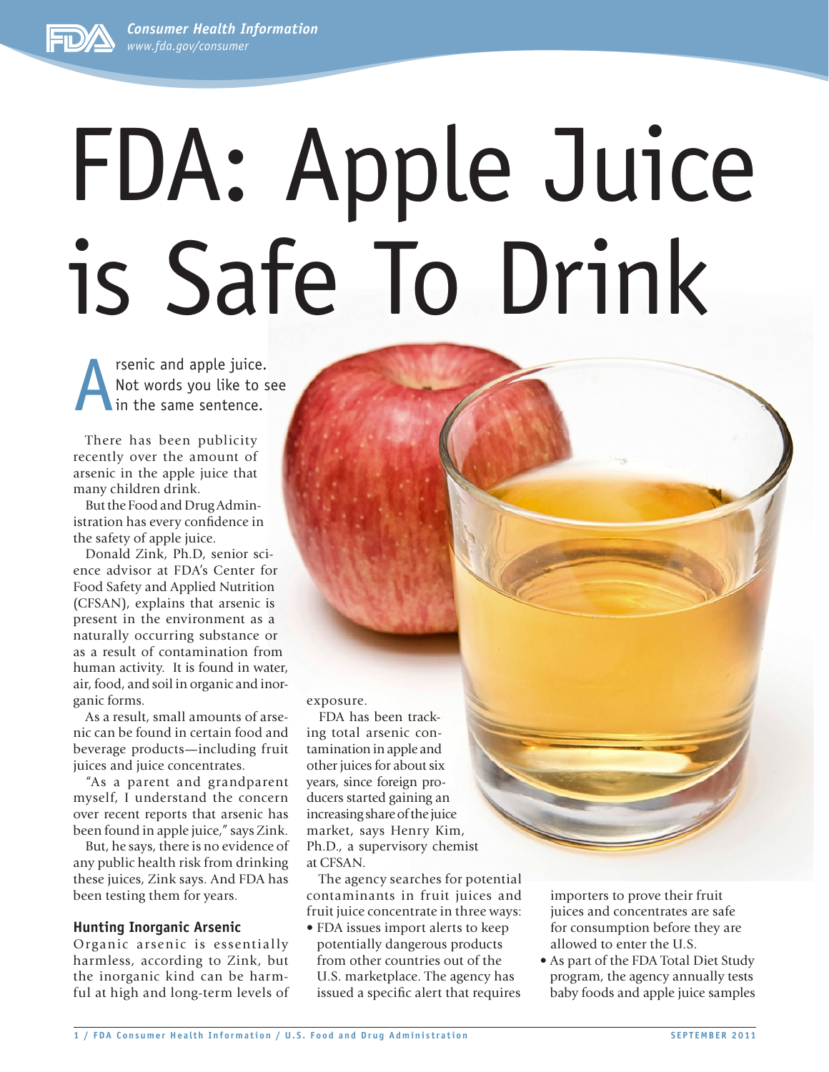# FDA: Apple Juice is Safe To Drink

Arsenic and apple juice. Not words you like to see in the same sentence.

There has been publicity recently over the amount of arsenic in the apple juice that many children drink.

But the Food and Drug Administration has every confidence in the safety of apple juice.

Donald Zink, Ph.D, senior science advisor at FDA's Center for Food Safety and Applied Nutrition (CFSAN), explains that arsenic is present in the environment as a naturally occurring substance or as a result of contamination from human activity. It is found in water, air, food, and soil in organic and inorganic forms.

As a result, small amounts of arsenic can be found in certain food and beverage products—including fruit juices and juice concentrates.

"As a parent and grandparent myself, I understand the concern over recent reports that arsenic has been found in apple juice," says Zink.

But, he says, there is no evidence of any public health risk from drinking these juices, Zink says. And FDA has been testing them for years.

## Hunting Inorganic Arsenic

Organic arsenic is essentially harmless, according to Zink, but the inorganic kind can be harmful at high and long-term levels of exposure.

FDA has been tracking total arsenic contamination in apple and other juices for about six years, since foreign producers started gaining an increasing share of the juice market, says Henry Kim, Ph.D., a supervisory chemist at CFSAN.

The agency searches for potential contaminants in fruit juices and fruit juice concentrate in three ways:

- FDA issues import alerts to keep potentially dangerous products from other countries out of the U.S. marketplace. The agency has issued a specific alert that requires importers to prove their fruit juices and concentrates are safe for consumption before they are allowed to enter the U.S.
- As part of the FDA Total Diet Study program, the agency annually tests baby foods and apple juice samples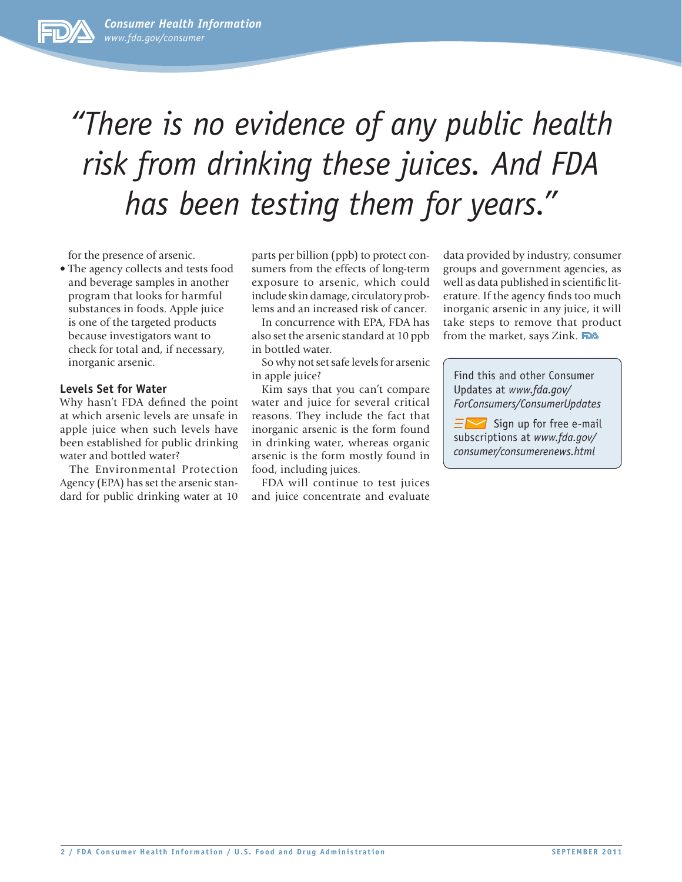*"There is no evidence of any public health risk from drinking these juices. And FDA has been testing them for years."*

for the presence of arsenic.

- The agency collects and tests food and beverage samples in another program that looks for harmful substances in foods. Apple juice is one of the targeted products because investigators want to check for total and, if necessary, inorganic arsenic.

### Levels Set for Water

Why hasn't FDA defined the point at which arsenic levels are unsafe in apple juice when such levels have been established for public drinking water and bottled water?

The Environmental Protection Agency (EPA) has set the arsenic standard for public drinking water at 10 parts per billion (ppb) to protect consumers from the effects of long-term exposure to arsenic, which could include skin damage, circulatory problems and an increased risk of cancer.

In concurrence with EPA, FDA has also set the arsenic standard at 10 ppb in bottled water.

So why not set safe levels for arsenic in apple juice?

Kim says that you can't compare water and juice for several critical reasons. They include the fact that inorganic arsenic is the form found in drinking water, whereas organic arsenic is the form mostly found in food, including juices.

FDA will continue to test juices and juice concentrate and evaluate data provided by industry, consumer groups and government agencies, as well as data published in scientific literature. If the agency finds too much inorganic arsenic in any juice, it will take steps to remove that product from the market, says Zink.

Find this and other Consumer Updates at *www.fda.gov/ForConsumers/ConsumerUpdates*

Sign up for free e-mail subscriptions at *www.fda.gov/consumer/consumerenews.html*